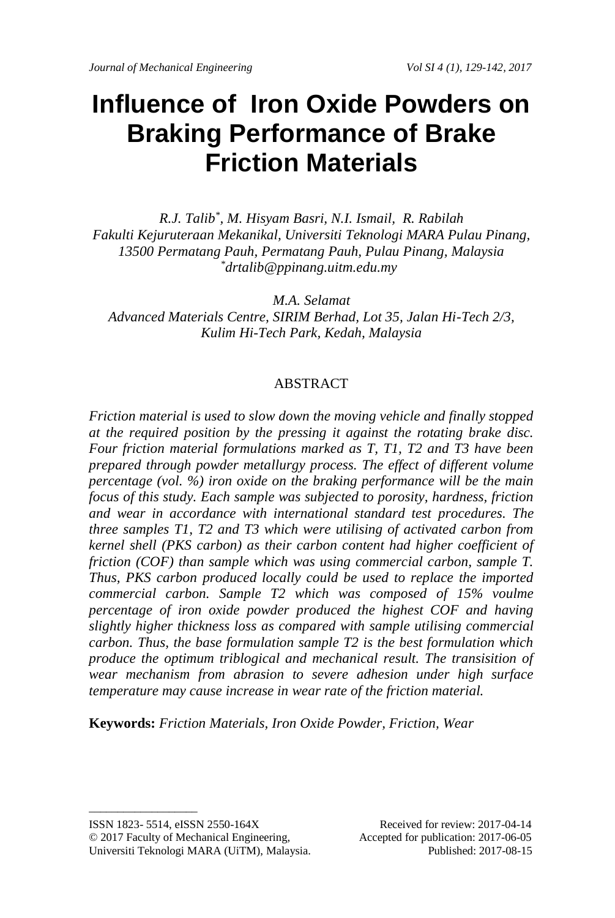# Influence of Iron Oxide Powders on Braking Performance of Brake Friction Materials

*R.J. Talib\*, M. Hisyam Basri, N.I. Ismail, R. Rabilah*
*Fakulti Kejuruteraan Mekanikal, Universiti Teknologi MARA Pulau Pinang, 13500 Permatang Pauh, Permatang Pauh, Pulau Pinang, Malaysia*
*\*drtalib@ppinang.uitm.edu.my*

*M.A. Selamat*
*Advanced Materials Centre, SIRIM Berhad, Lot 35, Jalan Hi-Tech 2/3, Kulim Hi-Tech Park, Kedah, Malaysia*

## ABSTRACT

*Friction material is used to slow down the moving vehicle and finally stopped at the required position by the pressing it against the rotating brake disc. Four friction material formulations marked as T, T1, T2 and T3 have been prepared through powder metallurgy process. The effect of different volume percentage (vol. %) iron oxide on the braking performance will be the main focus of this study. Each sample was subjected to porosity, hardness, friction and wear in accordance with international standard test procedures. The three samples T1, T2 and T3 which were utilising of activated carbon from kernel shell (PKS carbon) as their carbon content had higher coefficient of friction (COF) than sample which was using commercial carbon, sample T. Thus, PKS carbon produced locally could be used to replace the imported commercial carbon. Sample T2 which was composed of 15% voulme percentage of iron oxide powder produced the highest COF and having slightly higher thickness loss as compared with sample utilising commercial carbon. Thus, the base formulation sample T2 is the best formulation which produce the optimum triblogical and mechanical result. The transisition of wear mechanism from abrasion to severe adhesion under high surface temperature may cause increase in wear rate of the friction material.*

**Keywords:** *Friction Materials, Iron Oxide Powder, Friction, Wear*

---

ISSN 1823- 5514, eISSN 2550-164X
© 2017 Faculty of Mechanical Engineering, Universiti Teknologi MARA (UiTM), Malaysia.

Received for review: 2017-04-14
Accepted for publication: 2017-06-05
Published: 2017-08-15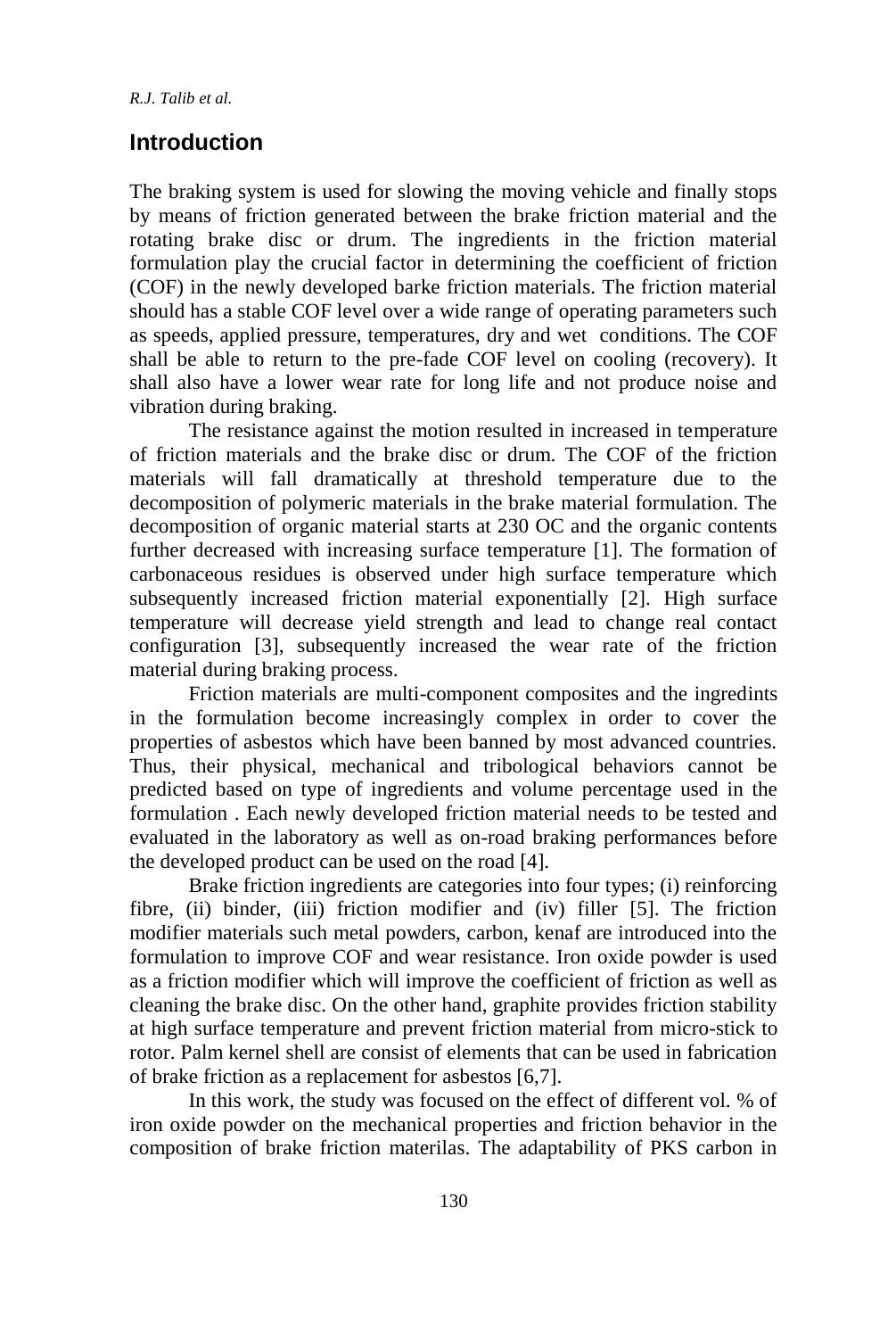## Introduction

The braking system is used for slowing the moving vehicle and finally stops by means of friction generated between the brake friction material and the rotating brake disc or drum. The ingredients in the friction material formulation play the crucial factor in determining the coefficient of friction (COF) in the newly developed barke friction materials. The friction material should has a stable COF level over a wide range of operating parameters such as speeds, applied pressure, temperatures, dry and wet conditions. The COF shall be able to return to the pre-fade COF level on cooling (recovery). It shall also have a lower wear rate for long life and not produce noise and vibration during braking.

The resistance against the motion resulted in increased in temperature of friction materials and the brake disc or drum. The COF of the friction materials will fall dramatically at threshold temperature due to the decomposition of polymeric materials in the brake material formulation. The decomposition of organic material starts at 230 OC and the organic contents further decreased with increasing surface temperature [1]. The formation of carbonaceous residues is observed under high surface temperature which subsequently increased friction material exponentially [2]. High surface temperature will decrease yield strength and lead to change real contact configuration [3], subsequently increased the wear rate of the friction material during braking process.

Friction materials are multi-component composites and the ingredints in the formulation become increasingly complex in order to cover the properties of asbestos which have been banned by most advanced countries. Thus, their physical, mechanical and tribological behaviors cannot be predicted based on type of ingredients and volume percentage used in the formulation . Each newly developed friction material needs to be tested and evaluated in the laboratory as well as on-road braking performances before the developed product can be used on the road [4].

Brake friction ingredients are categories into four types; (i) reinforcing fibre, (ii) binder, (iii) friction modifier and (iv) filler [5]. The friction modifier materials such metal powders, carbon, kenaf are introduced into the formulation to improve COF and wear resistance. Iron oxide powder is used as a friction modifier which will improve the coefficient of friction as well as cleaning the brake disc. On the other hand, graphite provides friction stability at high surface temperature and prevent friction material from micro-stick to rotor. Palm kernel shell are consist of elements that can be used in fabrication of brake friction as a replacement for asbestos [6,7].

In this work, the study was focused on the effect of different vol. % of iron oxide powder on the mechanical properties and friction behavior in the composition of brake friction materilas. The adaptability of PKS carbon in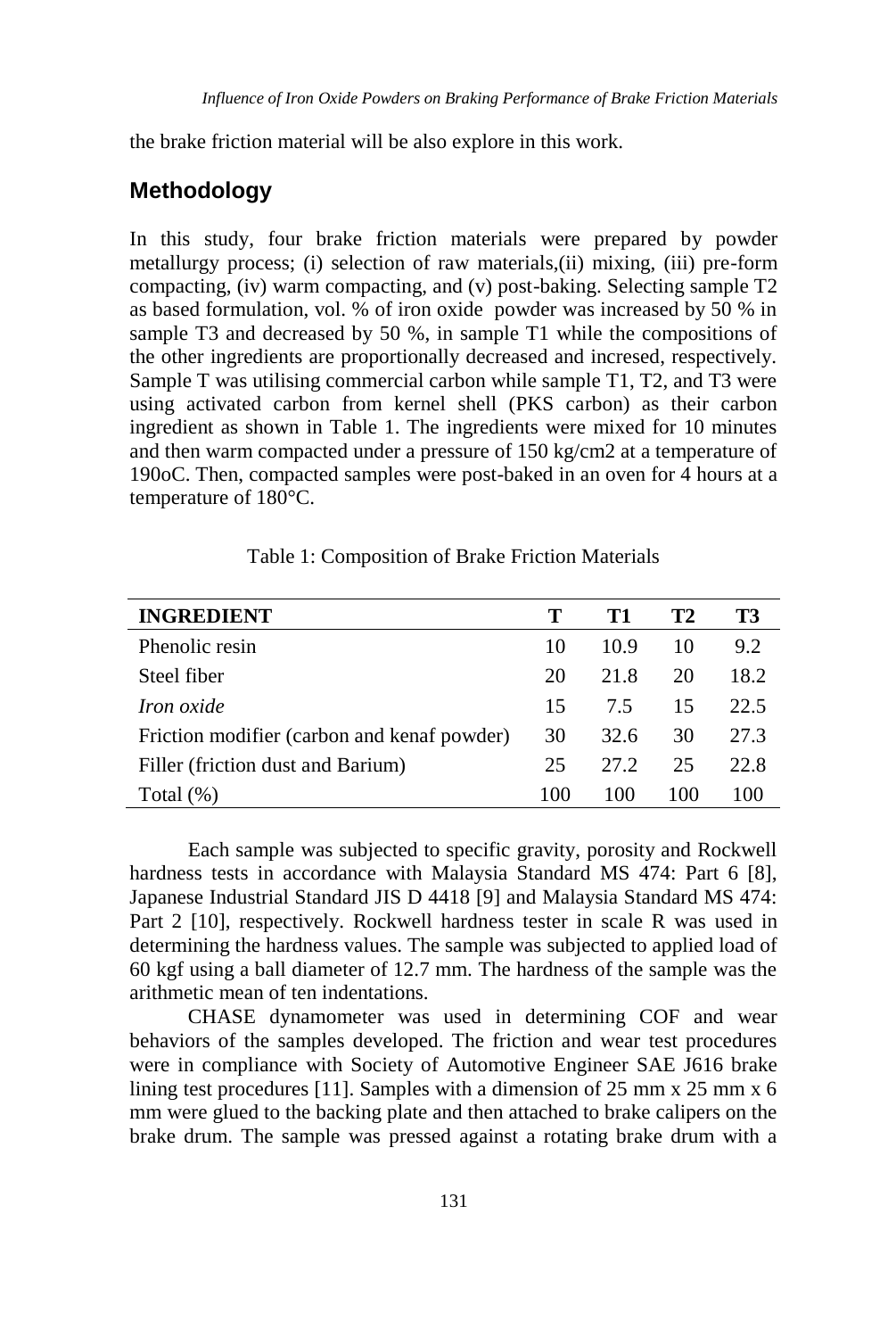the brake friction material will be also explore in this work.

## Methodology

In this study, four brake friction materials were prepared by powder metallurgy process; (i) selection of raw materials,(ii) mixing, (iii) pre-form compacting, (iv) warm compacting, and (v) post-baking. Selecting sample T2 as based formulation, vol. % of iron oxide powder was increased by 50 % in sample T3 and decreased by 50 %, in sample T1 while the compositions of the other ingredients are proportionally decreased and incresed, respectively. Sample T was utilising commercial carbon while sample T1, T2, and T3 were using activated carbon from kernel shell (PKS carbon) as their carbon ingredient as shown in Table 1. The ingredients were mixed for 10 minutes and then warm compacted under a pressure of 150 kg/cm2 at a temperature of 190oC. Then, compacted samples were post-baked in an oven for 4 hours at a temperature of 180°C.

Table 1: Composition of Brake Friction Materials

| INGREDIENT | T | T1 | T2 | T3 |
|---|---|---|---|---|
| Phenolic resin | 10 | 10.9 | 10 | 9.2 |
| Steel fiber | 20 | 21.8 | 20 | 18.2 |
| *Iron oxide* | 15 | 7.5 | 15 | 22.5 |
| Friction modifier (carbon and kenaf powder) | 30 | 32.6 | 30 | 27.3 |
| Filler (friction dust and Barium) | 25 | 27.2 | 25 | 22.8 |
| Total (%) | 100 | 100 | 100 | 100 |

Each sample was subjected to specific gravity, porosity and Rockwell hardness tests in accordance with Malaysia Standard MS 474: Part 6 [8], Japanese Industrial Standard JIS D 4418 [9] and Malaysia Standard MS 474: Part 2 [10], respectively. Rockwell hardness tester in scale R was used in determining the hardness values. The sample was subjected to applied load of 60 kgf using a ball diameter of 12.7 mm. The hardness of the sample was the arithmetic mean of ten indentations.

CHASE dynamometer was used in determining COF and wear behaviors of the samples developed. The friction and wear test procedures were in compliance with Society of Automotive Engineer SAE J616 brake lining test procedures [11]. Samples with a dimension of 25 mm x 25 mm x 6 mm were glued to the backing plate and then attached to brake calipers on the brake drum. The sample was pressed against a rotating brake drum with a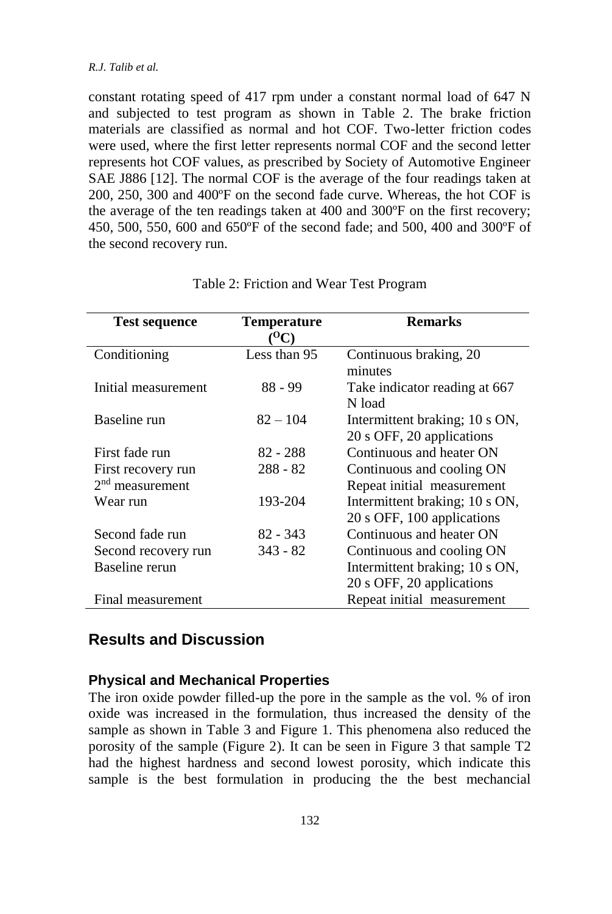constant rotating speed of 417 rpm under a constant normal load of 647 N and subjected to test program as shown in Table 2. The brake friction materials are classified as normal and hot COF. Two-letter friction codes were used, where the first letter represents normal COF and the second letter represents hot COF values, as prescribed by Society of Automotive Engineer SAE J886 [12]. The normal COF is the average of the four readings taken at 200, 250, 300 and 400ºF on the second fade curve. Whereas, the hot COF is the average of the ten readings taken at 400 and 300ºF on the first recovery; 450, 500, 550, 600 and 650ºF of the second fade; and 500, 400 and 300ºF of the second recovery run.

Table 2: Friction and Wear Test Program

| Test sequence | Temperature (ºC) | Remarks |
|---|---|---|
| Conditioning | Less than 95 | Continuous braking, 20 minutes |
| Initial measurement | 88 - 99 | Take indicator reading at 667 N load |
| Baseline run | 82 – 104 | Intermittent braking; 10 s ON, 20 s OFF, 20 applications |
| First fade run | 82 - 288 | Continuous and heater ON |
| First recovery run | 288 - 82 | Continuous and cooling ON |
| 2nd measurement | | Repeat initial measurement |
| Wear run | 193-204 | Intermittent braking; 10 s ON, 20 s OFF, 100 applications |
| Second fade run | 82 - 343 | Continuous and heater ON |
| Second recovery run | 343 - 82 | Continuous and cooling ON |
| Baseline rerun | | Intermittent braking; 10 s ON, 20 s OFF, 20 applications |
| Final measurement | | Repeat initial measurement |

## Results and Discussion

### Physical and Mechanical Properties

The iron oxide powder filled-up the pore in the sample as the vol. % of iron oxide was increased in the formulation, thus increased the density of the sample as shown in Table 3 and Figure 1. This phenomena also reduced the porosity of the sample (Figure 2). It can be seen in Figure 3 that sample T2 had the highest hardness and second lowest porosity, which indicate this sample is the best formulation in producing the the best mechancial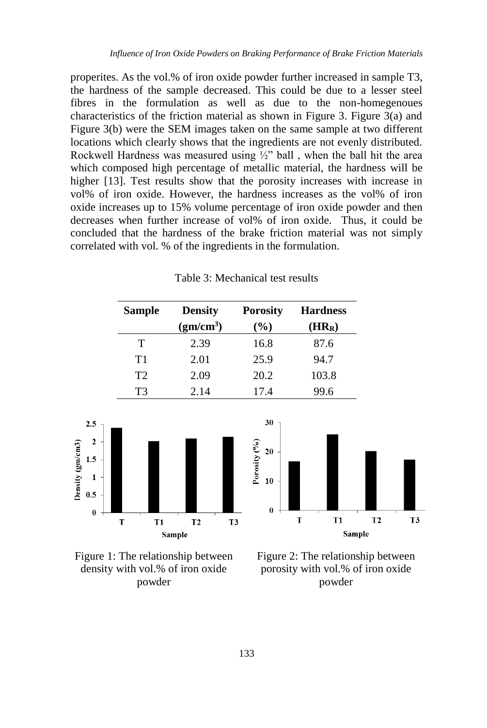properites. As the vol.% of iron oxide powder further increased in sample T3, the hardness of the sample decreased. This could be due to a lesser steel fibres in the formulation as well as due to the non-homegenoues characteristics of the friction material as shown in Figure 3. Figure 3(a) and Figure 3(b) were the SEM images taken on the same sample at two different locations which clearly shows that the ingredients are not evenly distributed. Rockwell Hardness was measured using ½" ball , when the ball hit the area which composed high percentage of metallic material, the hardness will be higher [13]. Test results show that the porosity increases with increase in vol% of iron oxide. However, the hardness increases as the vol% of iron oxide increases up to 15% volume percentage of iron oxide powder and then decreases when further increase of vol% of iron oxide. Thus, it could be concluded that the hardness of the brake friction material was not simply correlated with vol. % of the ingredients in the formulation.

Table 3: Mechanical test results

| Sample | Density ($gm/cm^3$) | Porosity (%) | Hardness ($HR_R$) |
|---|---|---|---|
| T | 2.39 | 16.8 | 87.6 |
| T1 | 2.01 | 25.9 | 94.7 |
| T2 | 2.09 | 20.2 | 103.8 |
| T3 | 2.14 | 17.4 | 99.6 |

Figure 1: The relationship between density with vol.% of iron oxide powder

Figure 2: The relationship between porosity with vol.% of iron oxide powder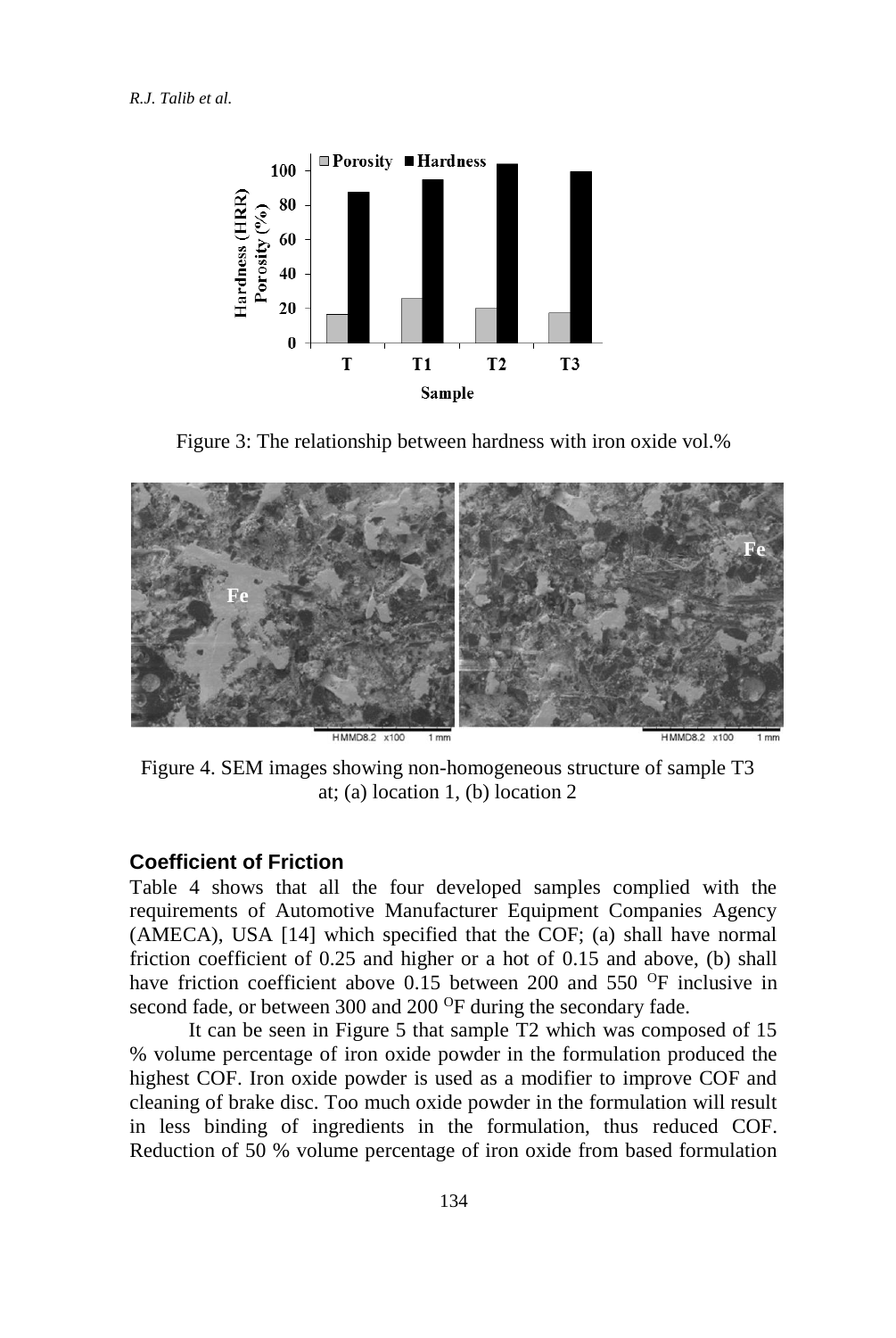Figure 3: The relationship between hardness with iron oxide vol.%

Figure 4. SEM images showing non-homogeneous structure of sample T3 at; (a) location 1, (b) location 2

### Coefficient of Friction

Table 4 shows that all the four developed samples complied with the requirements of Automotive Manufacturer Equipment Companies Agency (AMECA), USA [14] which specified that the COF; (a) shall have normal friction coefficient of 0.25 and higher or a hot of 0.15 and above, (b) shall have friction coefficient above 0.15 between 200 and 550 $^{O}$F inclusive in second fade, or between 300 and 200 $^{O}$F during the secondary fade.

It can be seen in Figure 5 that sample T2 which was composed of 15 % volume percentage of iron oxide powder in the formulation produced the highest COF. Iron oxide powder is used as a modifier to improve COF and cleaning of brake disc. Too much oxide powder in the formulation will result in less binding of ingredients in the formulation, thus reduced COF. Reduction of 50 % volume percentage of iron oxide from based formulation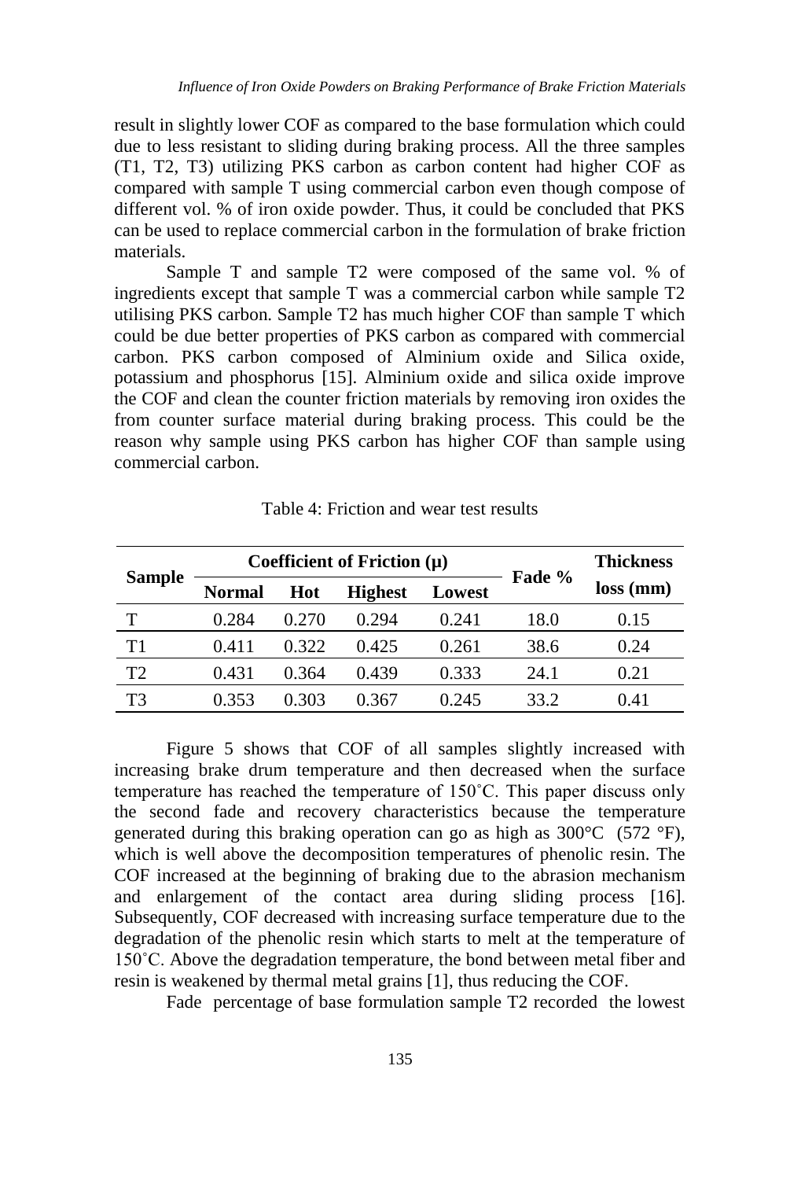result in slightly lower COF as compared to the base formulation which could due to less resistant to sliding during braking process. All the three samples (T1, T2, T3) utilizing PKS carbon as carbon content had higher COF as compared with sample T using commercial carbon even though compose of different vol. % of iron oxide powder. Thus, it could be concluded that PKS can be used to replace commercial carbon in the formulation of brake friction materials.

Sample T and sample T2 were composed of the same vol. % of ingredients except that sample T was a commercial carbon while sample T2 utilising PKS carbon. Sample T2 has much higher COF than sample T which could be due better properties of PKS carbon as compared with commercial carbon. PKS carbon composed of Alminium oxide and Silica oxide, potassium and phosphorus [15]. Alminium oxide and silica oxide improve the COF and clean the counter friction materials by removing iron oxides the from counter surface material during braking process. This could be the reason why sample using PKS carbon has higher COF than sample using commercial carbon.

Table 4: Friction and wear test results

| Sample | Coefficient of Friction (μ) | | | | Fade % | Thickness loss (mm) |
|---|---|---|---|---|---|---|
| | Normal | Hot | Highest | Lowest | | |
| T | 0.284 | 0.270 | 0.294 | 0.241 | 18.0 | 0.15 |
| T1 | 0.411 | 0.322 | 0.425 | 0.261 | 38.6 | 0.24 |
| T2 | 0.431 | 0.364 | 0.439 | 0.333 | 24.1 | 0.21 |
| T3 | 0.353 | 0.303 | 0.367 | 0.245 | 33.2 | 0.41 |

Figure 5 shows that COF of all samples slightly increased with increasing brake drum temperature and then decreased when the surface temperature has reached the temperature of 150˚C. This paper discuss only the second fade and recovery characteristics because the temperature generated during this braking operation can go as high as 300°C (572 °F), which is well above the decomposition temperatures of phenolic resin. The COF increased at the beginning of braking due to the abrasion mechanism and enlargement of the contact area during sliding process [16]. Subsequently, COF decreased with increasing surface temperature due to the degradation of the phenolic resin which starts to melt at the temperature of 150˚C. Above the degradation temperature, the bond between metal fiber and resin is weakened by thermal metal grains [1], thus reducing the COF.

Fade percentage of base formulation sample T2 recorded the lowest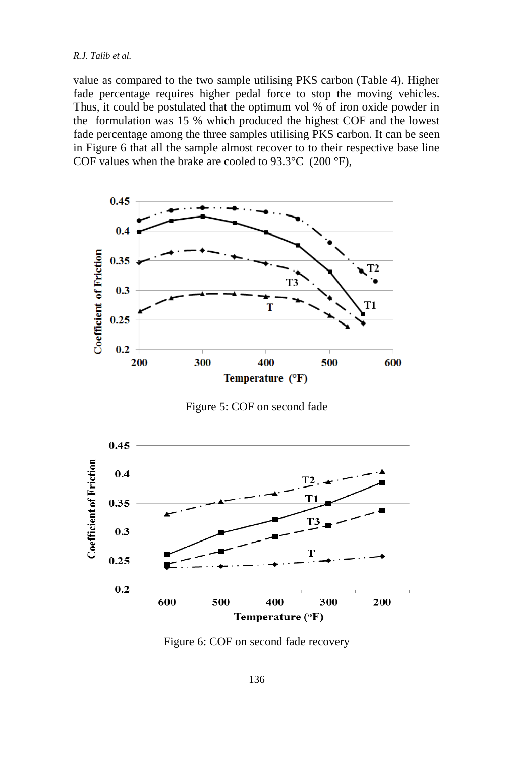value as compared to the two sample utilising PKS carbon (Table 4). Higher fade percentage requires higher pedal force to stop the moving vehicles. Thus, it could be postulated that the optimum vol % of iron oxide powder in the formulation was 15 % which produced the highest COF and the lowest fade percentage among the three samples utilising PKS carbon. It can be seen in Figure 6 that all the sample almost recover to to their respective base line COF values when the brake are cooled to 93.3°C (200 °F),

Figure 5: COF on second fade

Figure 6: COF on second fade recovery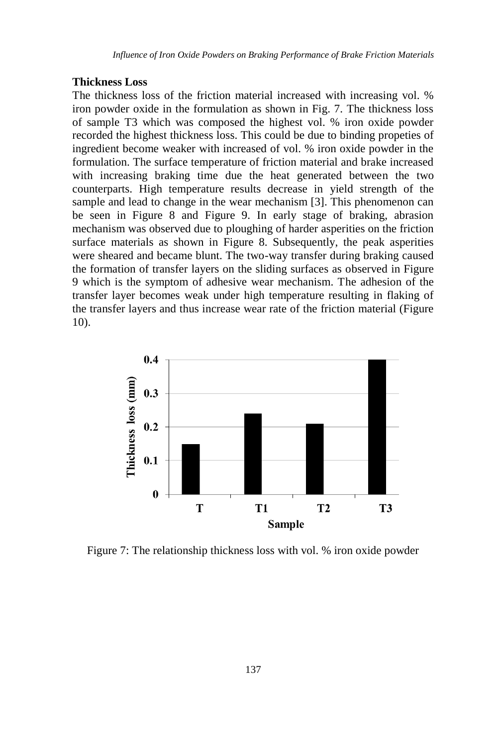### Thickness Loss

The thickness loss of the friction material increased with increasing vol. % iron powder oxide in the formulation as shown in Fig. 7. The thickness loss of sample T3 which was composed the highest vol. % iron oxide powder recorded the highest thickness loss. This could be due to binding propeties of ingredient become weaker with increased of vol. % iron oxide powder in the formulation. The surface temperature of friction material and brake increased with increasing braking time due the heat generated between the two counterparts. High temperature results decrease in yield strength of the sample and lead to change in the wear mechanism [3]. This phenomenon can be seen in Figure 8 and Figure 9. In early stage of braking, abrasion mechanism was observed due to ploughing of harder asperities on the friction surface materials as shown in Figure 8. Subsequently, the peak asperities were sheared and became blunt. The two-way transfer during braking caused the formation of transfer layers on the sliding surfaces as observed in Figure 9 which is the symptom of adhesive wear mechanism. The adhesion of the transfer layer becomes weak under high temperature resulting in flaking of the transfer layers and thus increase wear rate of the friction material (Figure 10).

Figure 7: The relationship thickness loss with vol. % iron oxide powder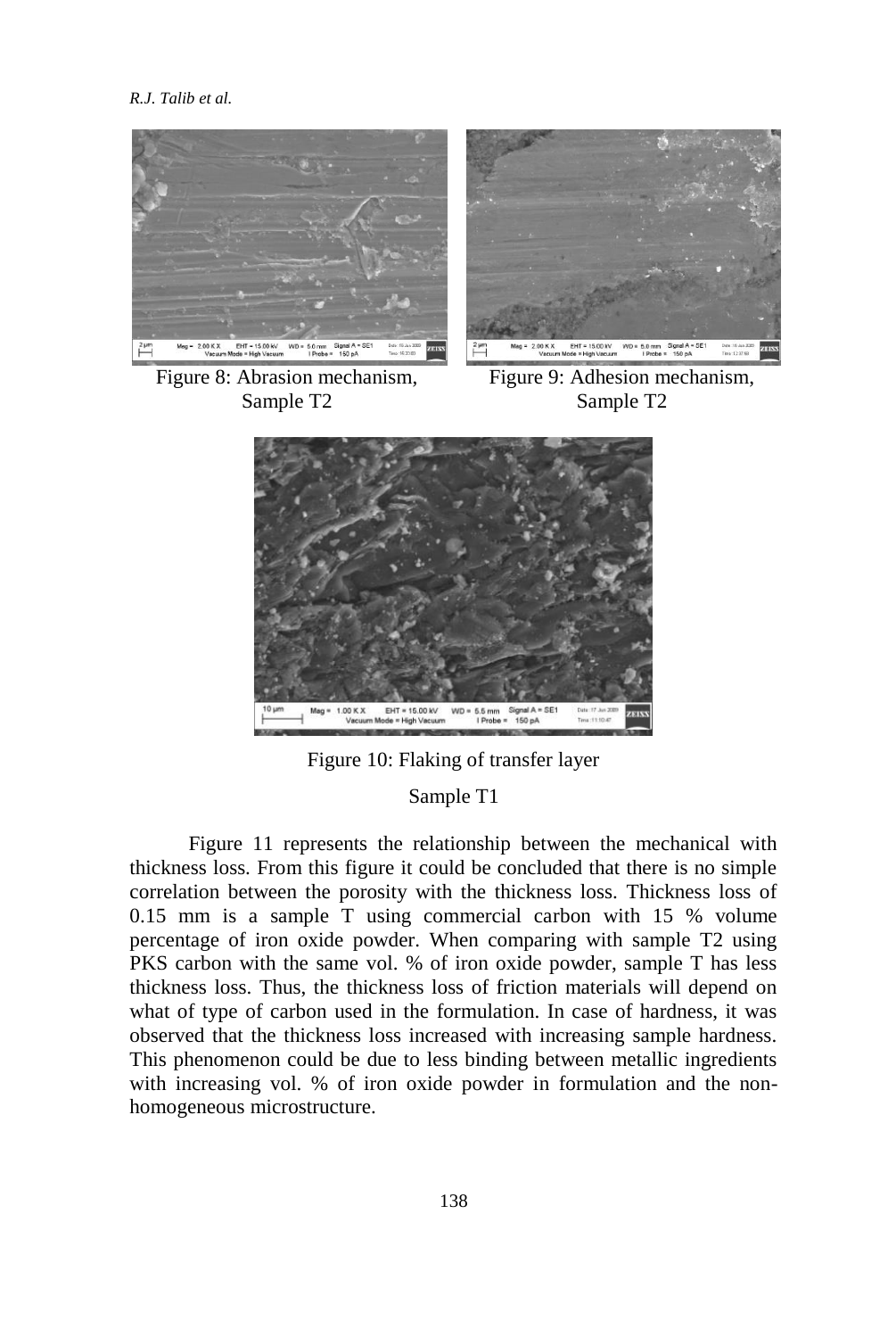Figure 8: Abrasion mechanism, Sample T2

Figure 9: Adhesion mechanism, Sample T2

Figure 10: Flaking of transfer layer

Sample T1

Figure 11 represents the relationship between the mechanical with thickness loss. From this figure it could be concluded that there is no simple correlation between the porosity with the thickness loss. Thickness loss of 0.15 mm is a sample T using commercial carbon with 15 % volume percentage of iron oxide powder. When comparing with sample T2 using PKS carbon with the same vol. % of iron oxide powder, sample T has less thickness loss. Thus, the thickness loss of friction materials will depend on what of type of carbon used in the formulation. In case of hardness, it was observed that the thickness loss increased with increasing sample hardness. This phenomenon could be due to less binding between metallic ingredients with increasing vol. % of iron oxide powder in formulation and the non-homogeneous microstructure.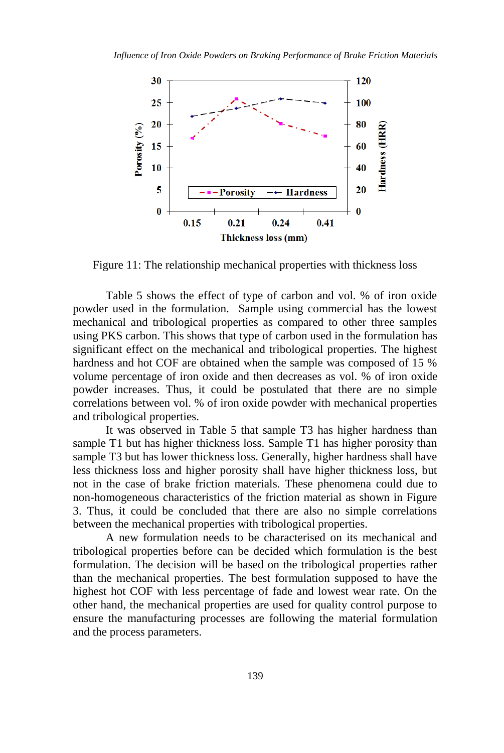Figure 11: The relationship mechanical properties with thickness loss

Table 5 shows the effect of type of carbon and vol. % of iron oxide powder used in the formulation. Sample using commercial has the lowest mechanical and tribological properties as compared to other three samples using PKS carbon. This shows that type of carbon used in the formulation has significant effect on the mechanical and tribological properties. The highest hardness and hot COF are obtained when the sample was composed of 15 % volume percentage of iron oxide and then decreases as vol. % of iron oxide powder increases. Thus, it could be postulated that there are no simple correlations between vol. % of iron oxide powder with mechanical properties and tribological properties.

It was observed in Table 5 that sample T3 has higher hardness than sample T1 but has higher thickness loss. Sample T1 has higher porosity than sample T3 but has lower thickness loss. Generally, higher hardness shall have less thickness loss and higher porosity shall have higher thickness loss, but not in the case of brake friction materials. These phenomena could due to non-homogeneous characteristics of the friction material as shown in Figure 3. Thus, it could be concluded that there are also no simple correlations between the mechanical properties with tribological properties.

A new formulation needs to be characterised on its mechanical and tribological properties before can be decided which formulation is the best formulation. The decision will be based on the tribological properties rather than the mechanical properties. The best formulation supposed to have the highest hot COF with less percentage of fade and lowest wear rate. On the other hand, the mechanical properties are used for quality control purpose to ensure the manufacturing processes are following the material formulation and the process parameters.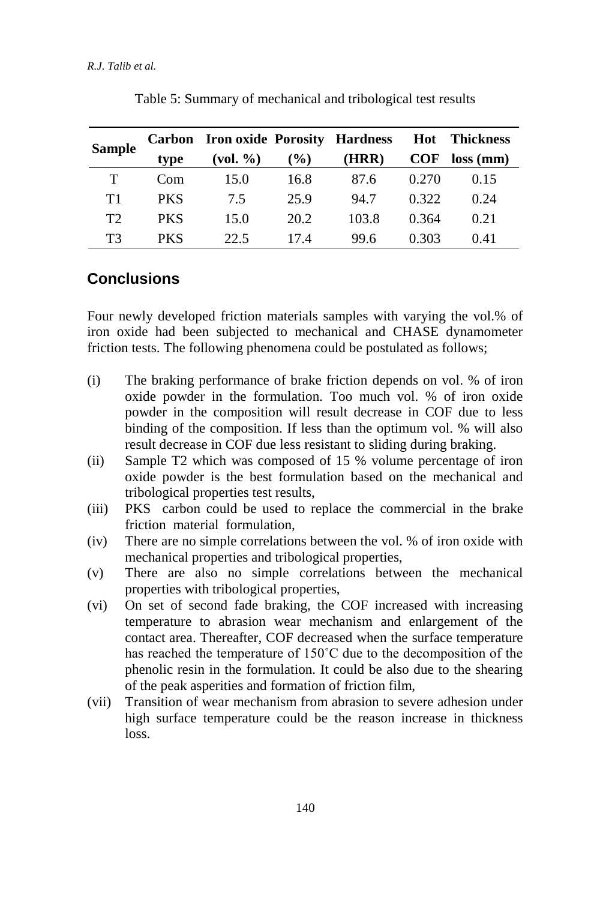Table 5: Summary of mechanical and tribological test results

| Sample | Carbon type | Iron oxide (vol. %) | Porosity (%) | Hardness (HRR) | Hot COF | Thickness loss (mm) |
|---|---|---|---|---|---|---|
| T | Com | 15.0 | 16.8 | 87.6 | 0.270 | 0.15 |
| T1 | PKS | 7.5 | 25.9 | 94.7 | 0.322 | 0.24 |
| T2 | PKS | 15.0 | 20.2 | 103.8 | 0.364 | 0.21 |
| T3 | PKS | 22.5 | 17.4 | 99.6 | 0.303 | 0.41 |

## Conclusions

Four newly developed friction materials samples with varying the vol.% of iron oxide had been subjected to mechanical and CHASE dynamometer friction tests. The following phenomena could be postulated as follows;

(i) The braking performance of brake friction depends on vol. % of iron oxide powder in the formulation. Too much vol. % of iron oxide powder in the composition will result decrease in COF due to less binding of the composition. If less than the optimum vol. % will also result decrease in COF due less resistant to sliding during braking.

(ii) Sample T2 which was composed of 15 % volume percentage of iron oxide powder is the best formulation based on the mechanical and tribological properties test results,

(iii) PKS carbon could be used to replace the commercial in the brake friction material formulation,

(iv) There are no simple correlations between the vol. % of iron oxide with mechanical properties and tribological properties,

(v) There are also no simple correlations between the mechanical properties with tribological properties,

(vi) On set of second fade braking, the COF increased with increasing temperature to abrasion wear mechanism and enlargement of the contact area. Thereafter, COF decreased when the surface temperature has reached the temperature of 150˚C due to the decomposition of the phenolic resin in the formulation. It could be also due to the shearing of the peak asperities and formation of friction film,

(vii) Transition of wear mechanism from abrasion to severe adhesion under high surface temperature could be the reason increase in thickness loss.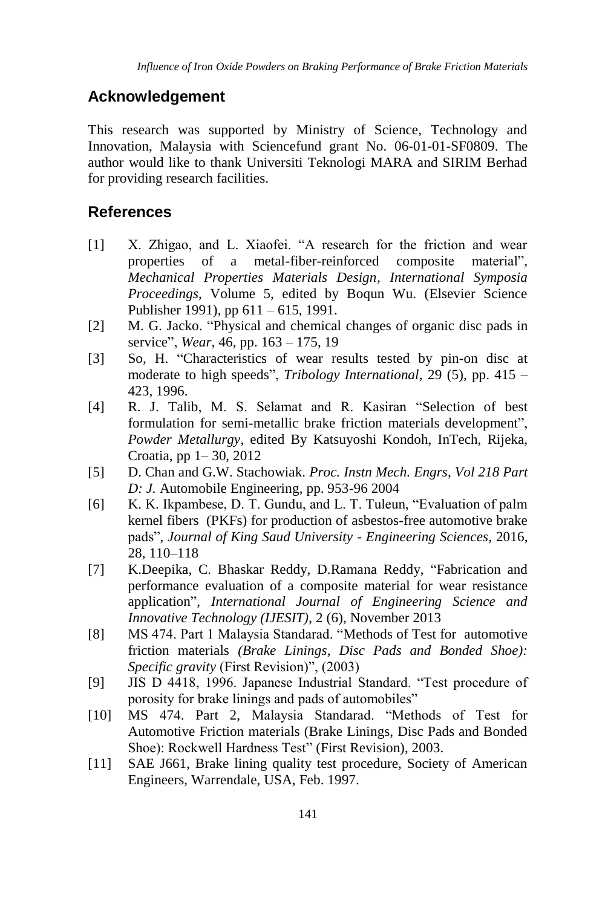## Acknowledgement

This research was supported by Ministry of Science, Technology and Innovation, Malaysia with Sciencefund grant No. 06-01-01-SF0809. The author would like to thank Universiti Teknologi MARA and SIRIM Berhad for providing research facilities.

## References

[1] X. Zhigao, and L. Xiaofei. "A research for the friction and wear properties of a metal-fiber-reinforced composite material", *Mechanical Properties Materials Design, International Symposia Proceedings*, Volume 5, edited by Boqun Wu. (Elsevier Science Publisher 1991), pp 611 – 615, 1991.

[2] M. G. Jacko. "Physical and chemical changes of organic disc pads in service", *Wear*, 46, pp. 163 – 175, 19

[3] So, H. "Characteristics of wear results tested by pin-on disc at moderate to high speeds", *Tribology International,* 29 (5), pp. 415 – 423, 1996.

[4] R. J. Talib, M. S. Selamat and R. Kasiran "Selection of best formulation for semi-metallic brake friction materials development", *Powder Metallurgy*, edited By Katsuyoshi Kondoh, InTech, Rijeka, Croatia, pp 1– 30, 2012

[5] D. Chan and G.W. Stachowiak. *Proc. Instn Mech. Engrs, Vol 218 Part D: J.* Automobile Engineering, pp. 953-96 2004

[6] K. K. Ikpambese, D. T. Gundu, and L. T. Tuleun, "Evaluation of palm kernel fibers (PKFs) for production of asbestos-free automotive brake pads", *Journal of King Saud University - Engineering Sciences*, 2016, 28, 110–118

[7] K.Deepika, C. Bhaskar Reddy, D.Ramana Reddy, "Fabrication and performance evaluation of a composite material for wear resistance application", *International Journal of Engineering Science and Innovative Technology (IJESIT)*, 2 (6), November 2013

[8] MS 474. Part 1 Malaysia Standarad. "Methods of Test for automotive friction materials *(Brake Linings, Disc Pads and Bonded Shoe): Specific gravity* (First Revision)", (2003)

[9] JIS D 4418, 1996. Japanese Industrial Standard. "Test procedure of porosity for brake linings and pads of automobiles"

[10] MS 474. Part 2, Malaysia Standarad. "Methods of Test for Automotive Friction materials (Brake Linings, Disc Pads and Bonded Shoe): Rockwell Hardness Test" (First Revision), 2003.

[11] SAE J661, Brake lining quality test procedure, Society of American Engineers, Warrendale, USA, Feb. 1997.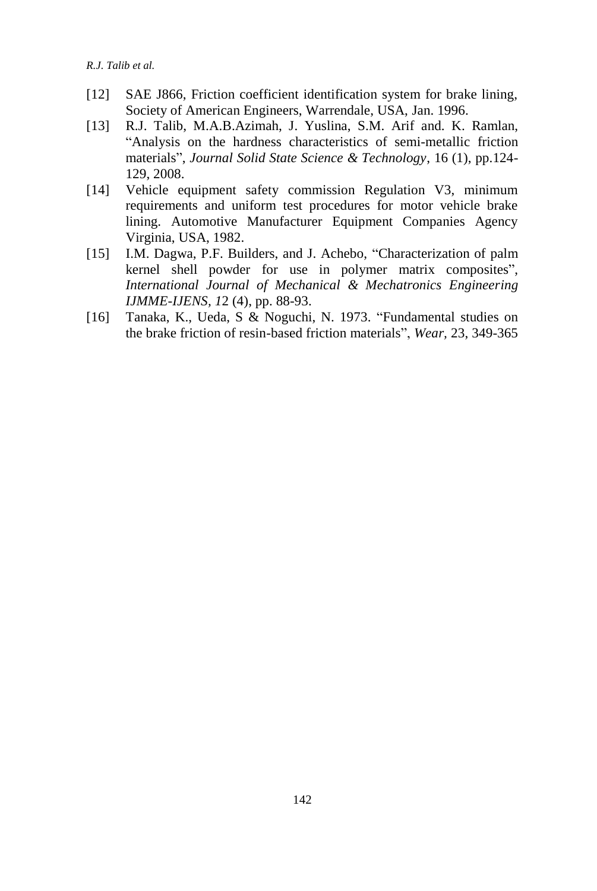[12] SAE J866, Friction coefficient identification system for brake lining, Society of American Engineers, Warrendale, USA, Jan. 1996.

[13] R.J. Talib, M.A.B.Azimah, J. Yuslina, S.M. Arif and. K. Ramlan, "Analysis on the hardness characteristics of semi-metallic friction materials", *Journal Solid State Science & Technology*, 16 (1), pp.124-129, 2008.

[14] Vehicle equipment safety commission Regulation V3, minimum requirements and uniform test procedures for motor vehicle brake lining. Automotive Manufacturer Equipment Companies Agency Virginia, USA, 1982.

[15] I.M. Dagwa, P.F. Builders, and J. Achebo, "Characterization of palm kernel shell powder for use in polymer matrix composites", *International Journal of Mechanical & Mechatronics Engineering IJMME-IJENS, 1*2 (4), pp. 88-93.

[16] Tanaka, K., Ueda, S & Noguchi, N. 1973. "Fundamental studies on the brake friction of resin-based friction materials", *Wear,* 23, 349-365